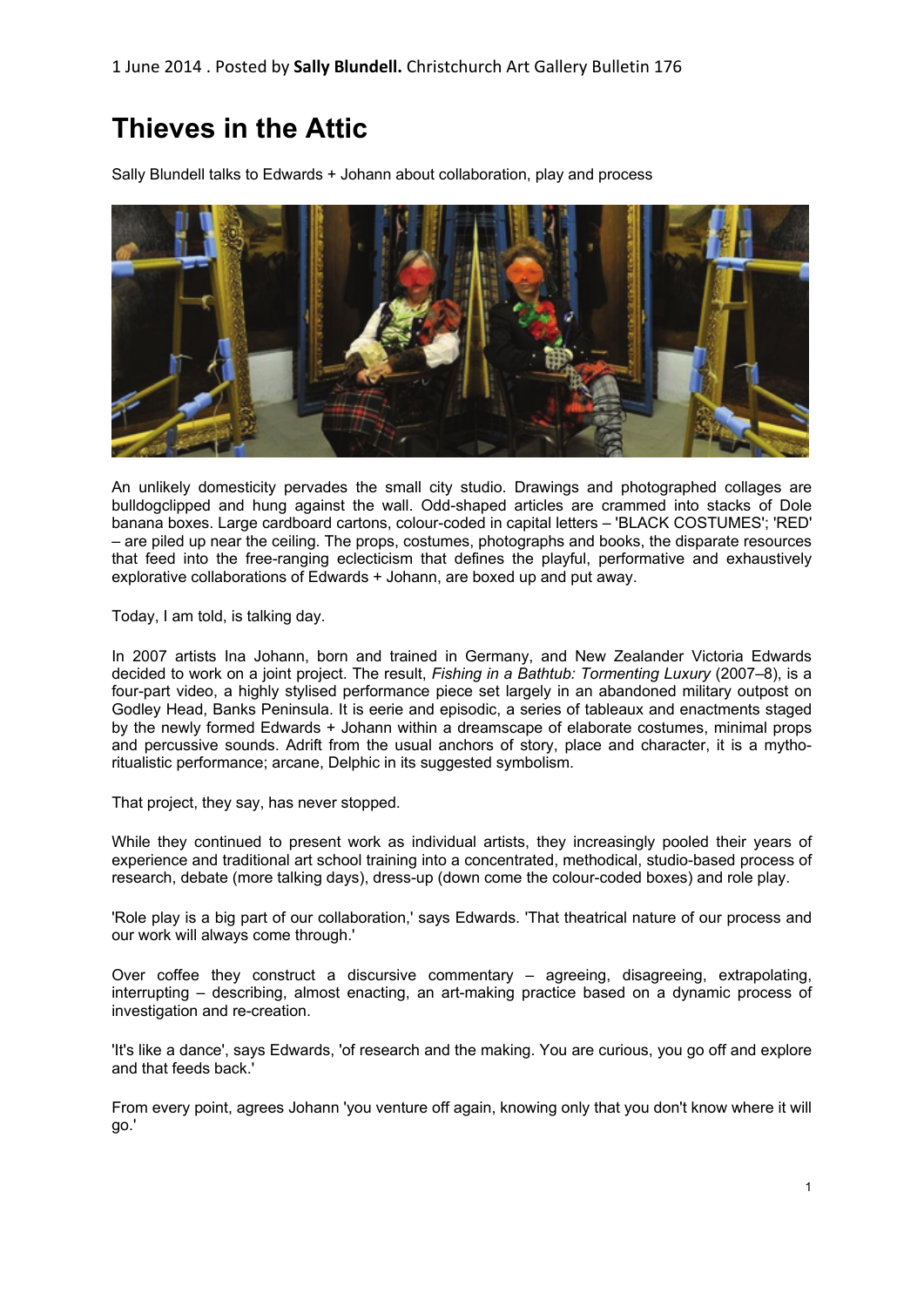1 June 2014 . Posted by **Sally Blundell.** Christchurch Art Gallery Bulletin 176

# Thieves in the Attic

Sally Blundell talks to Edwards + Johann about collaboration, play and process

An unlikely domesticity pervades the small city studio. Drawings and photographed collages are bulldogclipped and hung against the wall. Odd-shaped articles are crammed into stacks of Dole banana boxes. Large cardboard cartons, colour-coded in capital letters – 'BLACK COSTUMES'; 'RED' – are piled up near the ceiling. The props, costumes, photographs and books, the disparate resources that feed into the free-ranging eclecticism that defines the playful, performative and exhaustively explorative collaborations of Edwards + Johann, are boxed up and put away.

Today, I am told, is talking day.

In 2007 artists Ina Johann, born and trained in Germany, and New Zealander Victoria Edwards decided to work on a joint project. The result, *Fishing in a Bathtub: Tormenting Luxury* (2007–8), is a four-part video, a highly stylised performance piece set largely in an abandoned military outpost on Godley Head, Banks Peninsula. It is eerie and episodic, a series of tableaux and enactments staged by the newly formed Edwards + Johann within a dreamscape of elaborate costumes, minimal props and percussive sounds. Adrift from the usual anchors of story, place and character, it is a mytho-ritualistic performance; arcane, Delphic in its suggested symbolism.

That project, they say, has never stopped.

While they continued to present work as individual artists, they increasingly pooled their years of experience and traditional art school training into a concentrated, methodical, studio-based process of research, debate (more talking days), dress-up (down come the colour-coded boxes) and role play.

'Role play is a big part of our collaboration,' says Edwards. 'That theatrical nature of our process and our work will always come through.'

Over coffee they construct a discursive commentary – agreeing, disagreeing, extrapolating, interrupting – describing, almost enacting, an art-making practice based on a dynamic process of investigation and re-creation.

'It's like a dance', says Edwards, 'of research and the making. You are curious, you go off and explore and that feeds back.'

From every point, agrees Johann 'you venture off again, knowing only that you don't know where it will go.'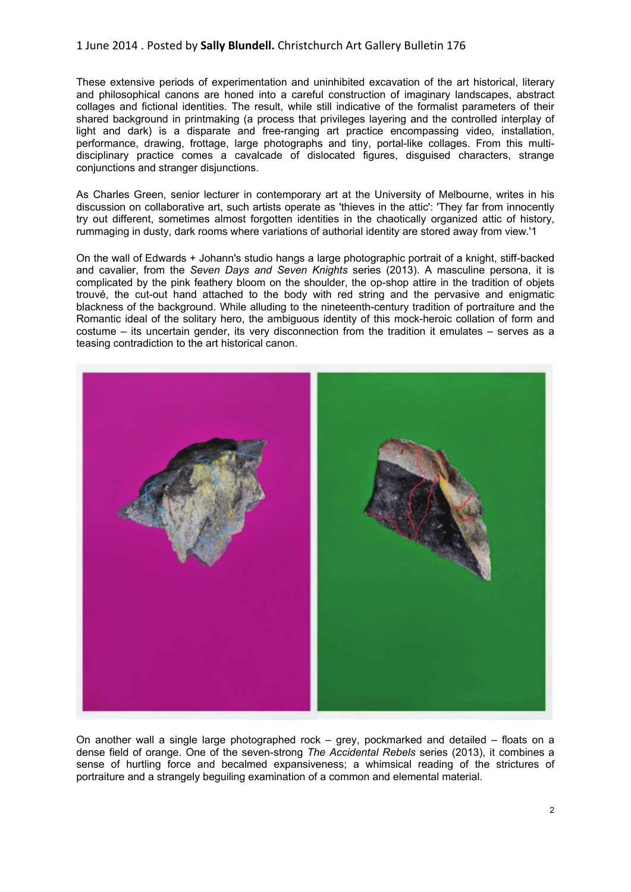These extensive periods of experimentation and uninhibited excavation of the art historical, literary and philosophical canons are honed into a careful construction of imaginary landscapes, abstract collages and fictional identities. The result, while still indicative of the formalist parameters of their shared background in printmaking (a process that privileges layering and the controlled interplay of light and dark) is a disparate and free-ranging art practice encompassing video, installation, performance, drawing, frottage, large photographs and tiny, portal-like collages. From this multi-disciplinary practice comes a cavalcade of dislocated figures, disguised characters, strange conjunctions and stranger disjunctions.

As Charles Green, senior lecturer in contemporary art at the University of Melbourne, writes in his discussion on collaborative art, such artists operate as 'thieves in the attic': 'They far from innocently try out different, sometimes almost forgotten identities in the chaotically organized attic of history, rummaging in dusty, dark rooms where variations of authorial identity are stored away from view.'1

On the wall of Edwards + Johann's studio hangs a large photographic portrait of a knight, stiff-backed and cavalier, from the *Seven Days and Seven Knights* series (2013). A masculine persona, it is complicated by the pink feathery bloom on the shoulder, the op-shop attire in the tradition of objets trouvé, the cut-out hand attached to the body with red string and the pervasive and enigmatic blackness of the background. While alluding to the nineteenth-century tradition of portraiture and the Romantic ideal of the solitary hero, the ambiguous identity of this mock-heroic collation of form and costume – its uncertain gender, its very disconnection from the tradition it emulates – serves as a teasing contradiction to the art historical canon.

On another wall a single large photographed rock – grey, pockmarked and detailed – floats on a dense field of orange. One of the seven-strong *The Accidental Rebels* series (2013), it combines a sense of hurtling force and becalmed expansiveness; a whimsical reading of the strictures of portraiture and a strangely beguiling examination of a common and elemental material.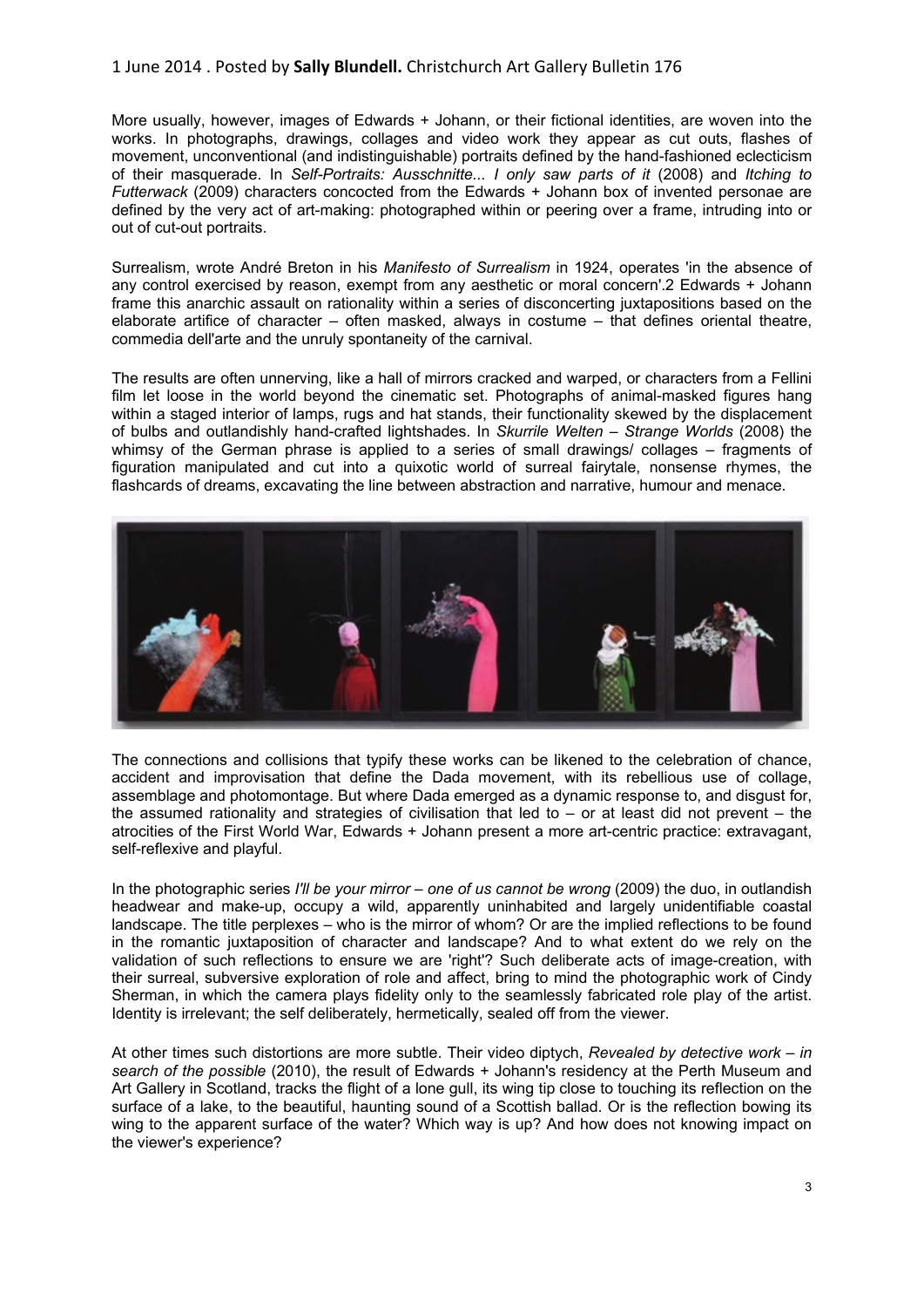More usually, however, images of Edwards + Johann, or their fictional identities, are woven into the works. In photographs, drawings, collages and video work they appear as cut outs, flashes of movement, unconventional (and indistinguishable) portraits defined by the hand-fashioned eclecticism of their masquerade. In *Self-Portraits: Ausschnitte... I only saw parts of it* (2008) and *Itching to Futterwack* (2009) characters concocted from the Edwards + Johann box of invented personae are defined by the very act of art-making: photographed within or peering over a frame, intruding into or out of cut-out portraits.

Surrealism, wrote André Breton in his *Manifesto of Surrealism* in 1924, operates 'in the absence of any control exercised by reason, exempt from any aesthetic or moral concern'.2 Edwards + Johann frame this anarchic assault on rationality within a series of disconcerting juxtapositions based on the elaborate artifice of character – often masked, always in costume – that defines oriental theatre, commedia dell'arte and the unruly spontaneity of the carnival.

The results are often unnerving, like a hall of mirrors cracked and warped, or characters from a Fellini film let loose in the world beyond the cinematic set. Photographs of animal-masked figures hang within a staged interior of lamps, rugs and hat stands, their functionality skewed by the displacement of bulbs and outlandishly hand-crafted lightshades. In *Skurrile Welten – Strange Worlds* (2008) the whimsy of the German phrase is applied to a series of small drawings/ collages – fragments of figuration manipulated and cut into a quixotic world of surreal fairytale, nonsense rhymes, the flashcards of dreams, excavating the line between abstraction and narrative, humour and menace.

The connections and collisions that typify these works can be likened to the celebration of chance, accident and improvisation that define the Dada movement, with its rebellious use of collage, assemblage and photomontage. But where Dada emerged as a dynamic response to, and disgust for, the assumed rationality and strategies of civilisation that led to – or at least did not prevent – the atrocities of the First World War, Edwards + Johann present a more art-centric practice: extravagant, self-reflexive and playful.

In the photographic series *I'll be your mirror – one of us cannot be wrong* (2009) the duo, in outlandish headwear and make-up, occupy a wild, apparently uninhabited and largely unidentifiable coastal landscape. The title perplexes – who is the mirror of whom? Or are the implied reflections to be found in the romantic juxtaposition of character and landscape? And to what extent do we rely on the validation of such reflections to ensure we are 'right'? Such deliberate acts of image-creation, with their surreal, subversive exploration of role and affect, bring to mind the photographic work of Cindy Sherman, in which the camera plays fidelity only to the seamlessly fabricated role play of the artist. Identity is irrelevant; the self deliberately, hermetically, sealed off from the viewer.

At other times such distortions are more subtle. Their video diptych, *Revealed by detective work – in search of the possible* (2010), the result of Edwards + Johann's residency at the Perth Museum and Art Gallery in Scotland, tracks the flight of a lone gull, its wing tip close to touching its reflection on the surface of a lake, to the beautiful, haunting sound of a Scottish ballad. Or is the reflection bowing its wing to the apparent surface of the water? Which way is up? And how does not knowing impact on the viewer's experience?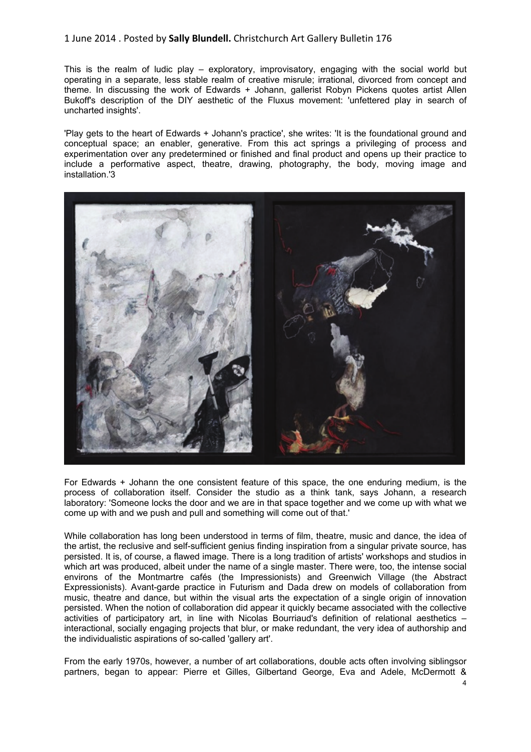This is the realm of ludic play – exploratory, improvisatory, engaging with the social world but operating in a separate, less stable realm of creative misrule; irrational, divorced from concept and theme. In discussing the work of Edwards + Johann, gallerist Robyn Pickens quotes artist Allen Bukoff's description of the DIY aesthetic of the Fluxus movement: 'unfettered play in search of uncharted insights'.

'Play gets to the heart of Edwards + Johann's practice', she writes: 'It is the foundational ground and conceptual space; an enabler, generative. From this act springs a privileging of process and experimentation over any predetermined or finished and final product and opens up their practice to include a performative aspect, theatre, drawing, photography, the body, moving image and installation.'3

For Edwards + Johann the one consistent feature of this space, the one enduring medium, is the process of collaboration itself. Consider the studio as a think tank, says Johann, a research laboratory: 'Someone locks the door and we are in that space together and we come up with what we come up with and we push and pull and something will come out of that.'

While collaboration has long been understood in terms of film, theatre, music and dance, the idea of the artist, the reclusive and self-sufficient genius finding inspiration from a singular private source, has persisted. It is, of course, a flawed image. There is a long tradition of artists' workshops and studios in which art was produced, albeit under the name of a single master. There were, too, the intense social environs of the Montmartre cafés (the Impressionists) and Greenwich Village (the Abstract Expressionists). Avant-garde practice in Futurism and Dada drew on models of collaboration from music, theatre and dance, but within the visual arts the expectation of a single origin of innovation persisted. When the notion of collaboration did appear it quickly became associated with the collective activities of participatory art, in line with Nicolas Bourriaud's definition of relational aesthetics – interactional, socially engaging projects that blur, or make redundant, the very idea of authorship and the individualistic aspirations of so-called 'gallery art'.

From the early 1970s, however, a number of art collaborations, double acts often involving siblingsor partners, began to appear: Pierre et Gilles, Gilbertand George, Eva and Adele, McDermott &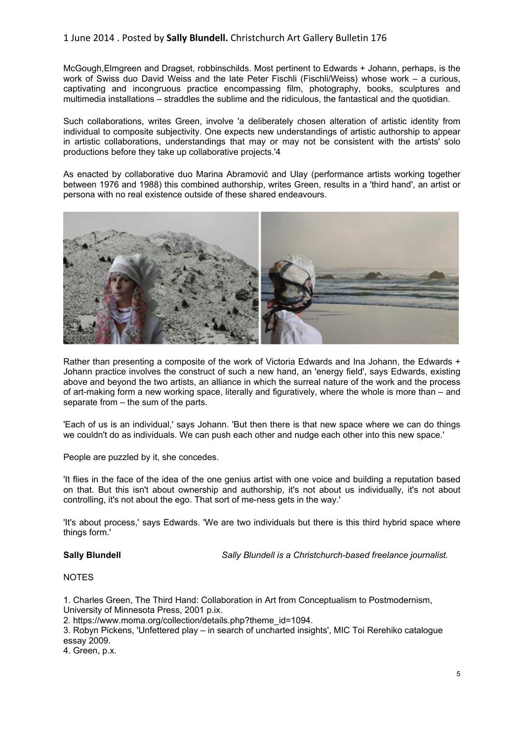McGough,Elmgreen and Dragset, robbinschilds. Most pertinent to Edwards + Johann, perhaps, is the work of Swiss duo David Weiss and the late Peter Fischli (Fischli/Weiss) whose work – a curious, captivating and incongruous practice encompassing film, photography, books, sculptures and multimedia installations – straddles the sublime and the ridiculous, the fantastical and the quotidian.

Such collaborations, writes Green, involve 'a deliberately chosen alteration of artistic identity from individual to composite subjectivity. One expects new understandings of artistic authorship to appear in artistic collaborations, understandings that may or may not be consistent with the artists' solo productions before they take up collaborative projects.'4

As enacted by collaborative duo Marina Abramović and Ulay (performance artists working together between 1976 and 1988) this combined authorship, writes Green, results in a 'third hand', an artist or persona with no real existence outside of these shared endeavours.

Rather than presenting a composite of the work of Victoria Edwards and Ina Johann, the Edwards + Johann practice involves the construct of such a new hand, an 'energy field', says Edwards, existing above and beyond the two artists, an alliance in which the surreal nature of the work and the process of art-making form a new working space, literally and figuratively, where the whole is more than – and separate from – the sum of the parts.

'Each of us is an individual,' says Johann. 'But then there is that new space where we can do things we couldn't do as individuals. We can push each other and nudge each other into this new space.'

People are puzzled by it, she concedes.

'It flies in the face of the idea of the one genius artist with one voice and building a reputation based on that. But this isn't about ownership and authorship, it's not about us individually, it's not about controlling, it's not about the ego. That sort of me-ness gets in the way.'

'It's about process,' says Edwards. 'We are two individuals but there is this third hybrid space where things form.'

**Sally Blundell** *Sally Blundell is a Christchurch-based freelance journalist.*

NOTES

1. Charles Green, The Third Hand: Collaboration in Art from Conceptualism to Postmodernism, University of Minnesota Press, 2001 p.ix.
2. https://www.moma.org/collection/details.php?theme_id=1094.
3. Robyn Pickens, 'Unfettered play – in search of uncharted insights', MIC Toi Rerehiko catalogue essay 2009.
4. Green, p.x.